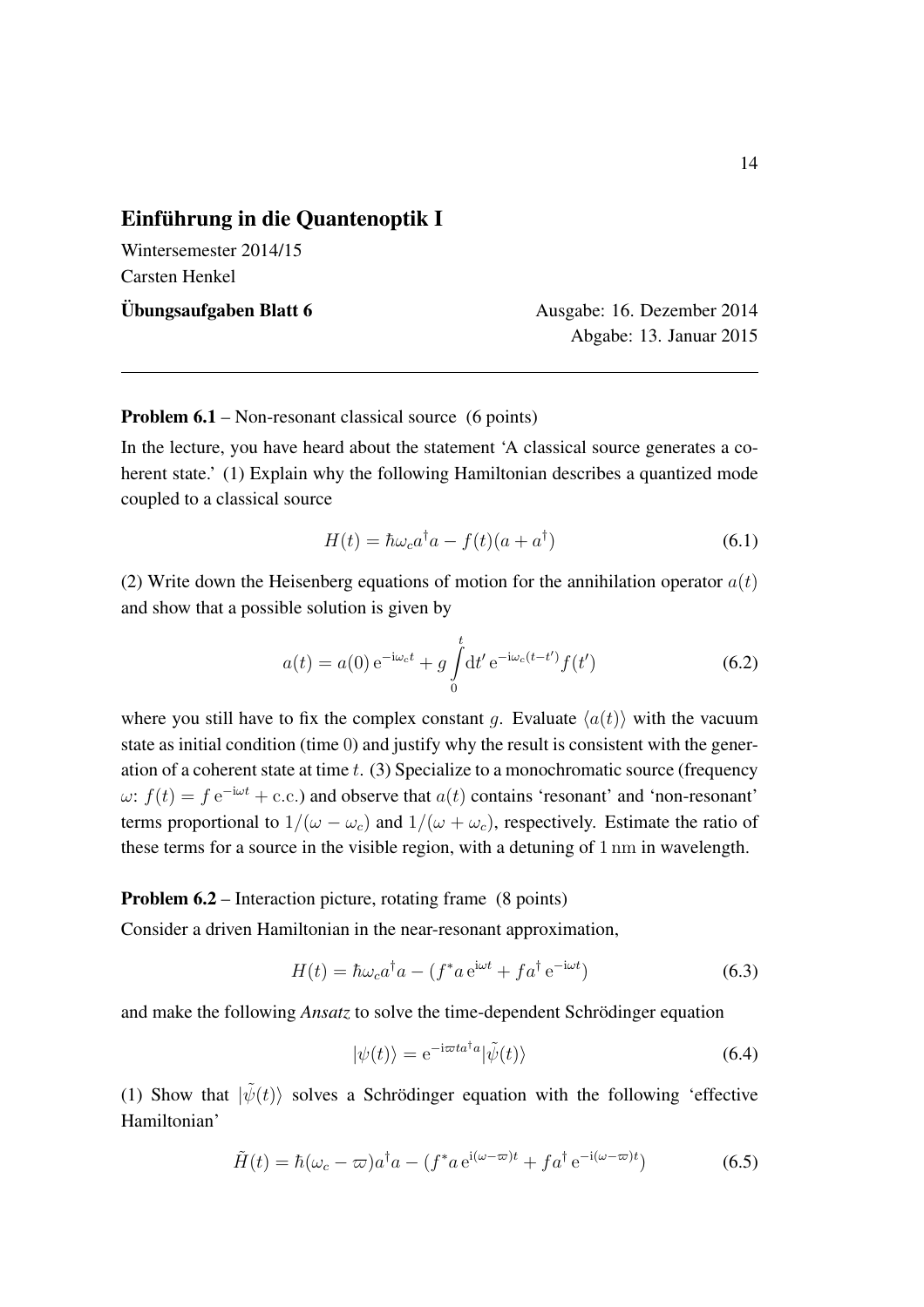# Einführung in die Quantenoptik I

Wintersemester 2014/15

Carsten Henkel

**Übungsaufgaben Blatt 6** Ausgabe: 16. Dezember 2014

Abgabe: 13. Januar 2015

---

**Problem 6.1** – Non-resonant classical source (6 points)

In the lecture, you have heard about the statement 'A classical source generates a coherent state.' (1) Explain why the following Hamiltonian describes a quantized mode coupled to a classical source

$$H(t) = \hbar\omega_c a^\dagger a - f(t)(a + a^\dagger) \tag{6.1}$$

(2) Write down the Heisenberg equations of motion for the annihilation operator $a(t)$ and show that a possible solution is given by

$$a(t) = a(0)\,\mathrm{e}^{-\mathrm{i}\omega_c t} + g\int\limits_0^t \mathrm{d}t'\,\mathrm{e}^{-\mathrm{i}\omega_c(t-t')} f(t') \tag{6.2}$$

where you still have to fix the complex constant $g$. Evaluate $\langle a(t)\rangle$ with the vacuum state as initial condition (time 0) and justify why the result is consistent with the generation of a coherent state at time $t$. (3) Specialize to a monochromatic source (frequency $\omega$: $f(t) = f\,\mathrm{e}^{-\mathrm{i}\omega t} + \text{c.c.}$) and observe that $a(t)$ contains 'resonant' and 'non-resonant' terms proportional to $1/(\omega - \omega_c)$ and $1/(\omega + \omega_c)$, respectively. Estimate the ratio of these terms for a source in the visible region, with a detuning of $1\,\mathrm{nm}$ in wavelength.

**Problem 6.2** – Interaction picture, rotating frame (8 points)

Consider a driven Hamiltonian in the near-resonant approximation,

$$H(t) = \hbar\omega_c a^\dagger a - (f^* a\,\mathrm{e}^{\mathrm{i}\omega t} + f a^\dagger\,\mathrm{e}^{-\mathrm{i}\omega t}) \tag{6.3}$$

and make the following *Ansatz* to solve the time-dependent Schrödinger equation

$$|\psi(t)\rangle = \mathrm{e}^{-\mathrm{i}\varpi t a^\dagger a}|\tilde{\psi}(t)\rangle \tag{6.4}$$

(1) Show that $|\tilde{\psi}(t)\rangle$ solves a Schrödinger equation with the following 'effective Hamiltonian'

$$\tilde{H}(t) = \hbar(\omega_c - \varpi)a^\dagger a - (f^* a\,\mathrm{e}^{\mathrm{i}(\omega-\varpi)t} + f a^\dagger\,\mathrm{e}^{-\mathrm{i}(\omega-\varpi)t}) \tag{6.5}$$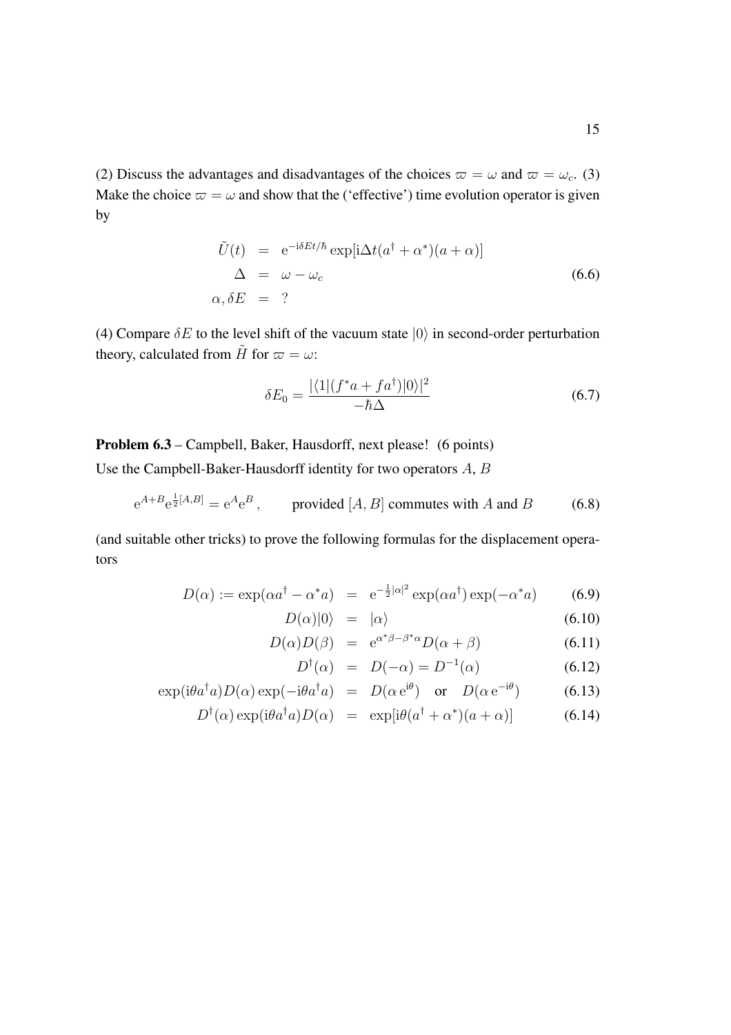(2) Discuss the advantages and disadvantages of the choices $\varpi = \omega$ and $\varpi = \omega_c$. (3) Make the choice $\varpi = \omega$ and show that the ('effective') time evolution operator is given by

$$
\begin{aligned}
\tilde{U}(t) &= \mathrm{e}^{-\mathrm{i}\delta E t/\hbar} \exp[\mathrm{i}\Delta t (a^\dagger + \alpha^*)(a + \alpha)] \\
\Delta &= \omega - \omega_c \\
\alpha, \delta E &= \; ?
\end{aligned}
\tag{6.6}
$$

(4) Compare $\delta E$ to the level shift of the vacuum state $|0\rangle$ in second-order perturbation theory, calculated from $\tilde{H}$ for $\varpi = \omega$:

$$
\delta E_0 = \frac{|\langle 1|(f^* a + f a^\dagger)|0\rangle|^2}{-\hbar\Delta}
\tag{6.7}
$$

**Problem 6.3** – Campbell, Baker, Hausdorff, next please! (6 points)

Use the Campbell-Baker-Hausdorff identity for two operators $A$, $B$

$$
\mathrm{e}^{A+B}\mathrm{e}^{\frac{1}{2}[A,B]} = \mathrm{e}^{A}\mathrm{e}^{B}, \qquad \text{provided } [A,B] \text{ commutes with } A \text{ and } B
\tag{6.8}
$$

(and suitable other tricks) to prove the following formulas for the displacement operators

$$
D(\alpha) := \exp(\alpha a^\dagger - \alpha^* a) = \mathrm{e}^{-\frac{1}{2}|\alpha|^2} \exp(\alpha a^\dagger) \exp(-\alpha^* a)
\tag{6.9}
$$

$$
D(\alpha)|0\rangle = |\alpha\rangle
\tag{6.10}
$$

$$
D(\alpha)D(\beta) = \mathrm{e}^{\alpha^*\beta - \beta^*\alpha} D(\alpha + \beta)
\tag{6.11}
$$

$$
D^\dagger(\alpha) = D(-\alpha) = D^{-1}(\alpha)
\tag{6.12}
$$

$$
\exp(\mathrm{i}\theta a^\dagger a) D(\alpha) \exp(-\mathrm{i}\theta a^\dagger a) = D(\alpha\,\mathrm{e}^{\mathrm{i}\theta}) \quad \text{or} \quad D(\alpha\,\mathrm{e}^{-\mathrm{i}\theta})
\tag{6.13}
$$

$$
D^\dagger(\alpha) \exp(\mathrm{i}\theta a^\dagger a) D(\alpha) = \exp[\mathrm{i}\theta(a^\dagger + \alpha^*)(a + \alpha)]
\tag{6.14}
$$